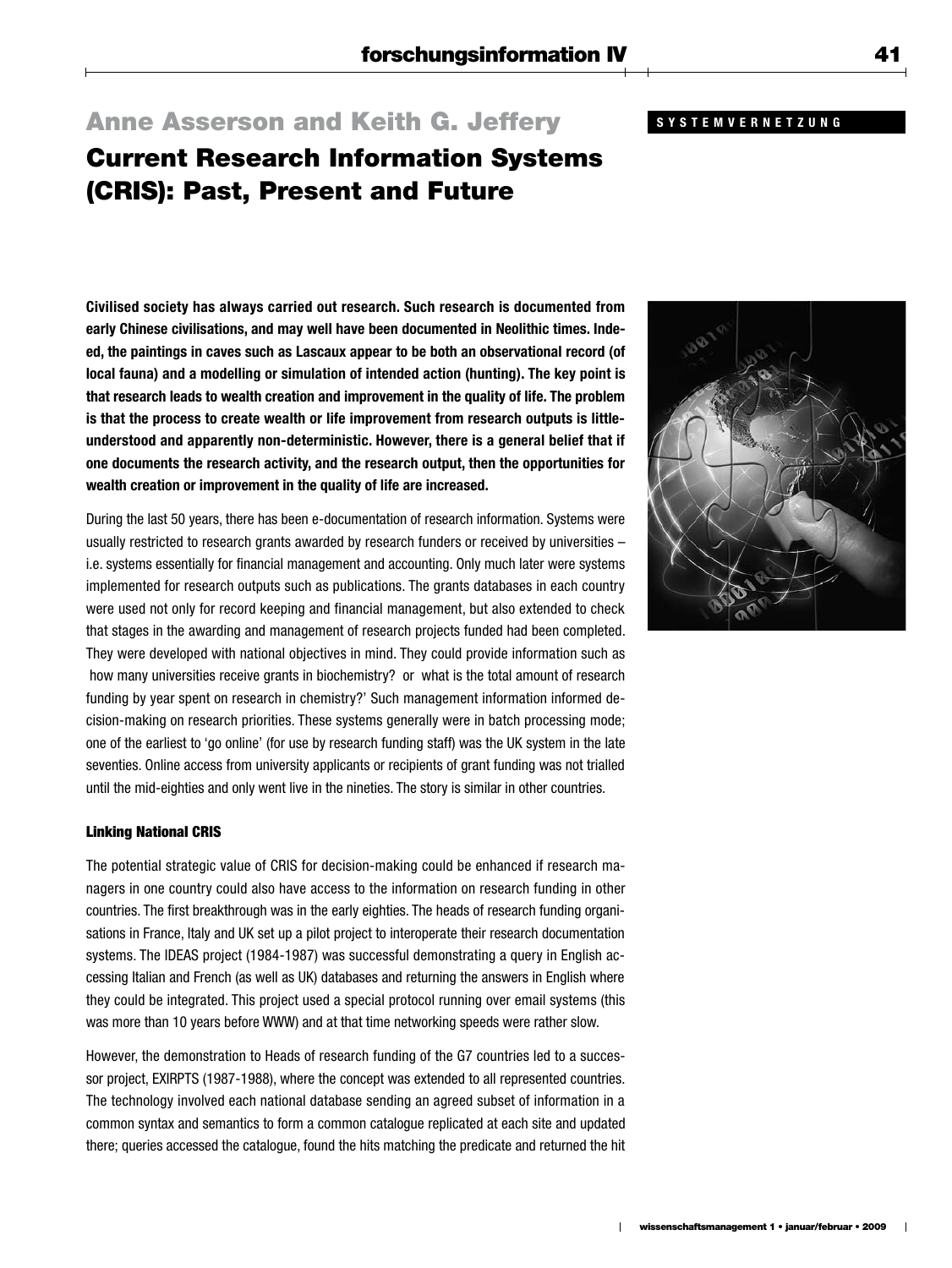SYSTEMVERNETZUNG

## Anne Asserson and Keith G. Jeffery

# Current Research Information Systems (CRIS): Past, Present and Future

**Civilised society has always carried out research. Such research is documented from early Chinese civilisations, and may well have been documented in Neolithic times. Indeed, the paintings in caves such as Lascaux appear to be both an observational record (of local fauna) and a modelling or simulation of intended action (hunting). The key point is that research leads to wealth creation and improvement in the quality of life. The problem is that the process to create wealth or life improvement from research outputs is little-understood and apparently non-deterministic. However, there is a general belief that if one documents the research activity, and the research output, then the opportunities for wealth creation or improvement in the quality of life are increased.**

During the last 50 years, there has been e-documentation of research information. Systems were usually restricted to research grants awarded by research funders or received by universities – i.e. systems essentially for financial management and accounting. Only much later were systems implemented for research outputs such as publications. The grants databases in each country were used not only for record keeping and financial management, but also extended to check that stages in the awarding and management of research projects funded had been completed. They were developed with national objectives in mind. They could provide information such as how many universities receive grants in biochemistry? or what is the total amount of research funding by year spent on research in chemistry?' Such management information informed decision-making on research priorities. These systems generally were in batch processing mode; one of the earliest to 'go online' (for use by research funding staff) was the UK system in the late seventies. Online access from university applicants or recipients of grant funding was not trialled until the mid-eighties and only went live in the nineties. The story is similar in other countries.

### Linking National CRIS

The potential strategic value of CRIS for decision-making could be enhanced if research managers in one country could also have access to the information on research funding in other countries. The first breakthrough was in the early eighties. The heads of research funding organisations in France, Italy and UK set up a pilot project to interoperate their research documentation systems. The IDEAS project (1984-1987) was successful demonstrating a query in English accessing Italian and French (as well as UK) databases and returning the answers in English where they could be integrated. This project used a special protocol running over email systems (this was more than 10 years before WWW) and at that time networking speeds were rather slow.

However, the demonstration to Heads of research funding of the G7 countries led to a successor project, EXIRPTS (1987-1988), where the concept was extended to all represented countries. The technology involved each national database sending an agreed subset of information in a common syntax and semantics to form a common catalogue replicated at each site and updated there; queries accessed the catalogue, found the hits matching the predicate and returned the hit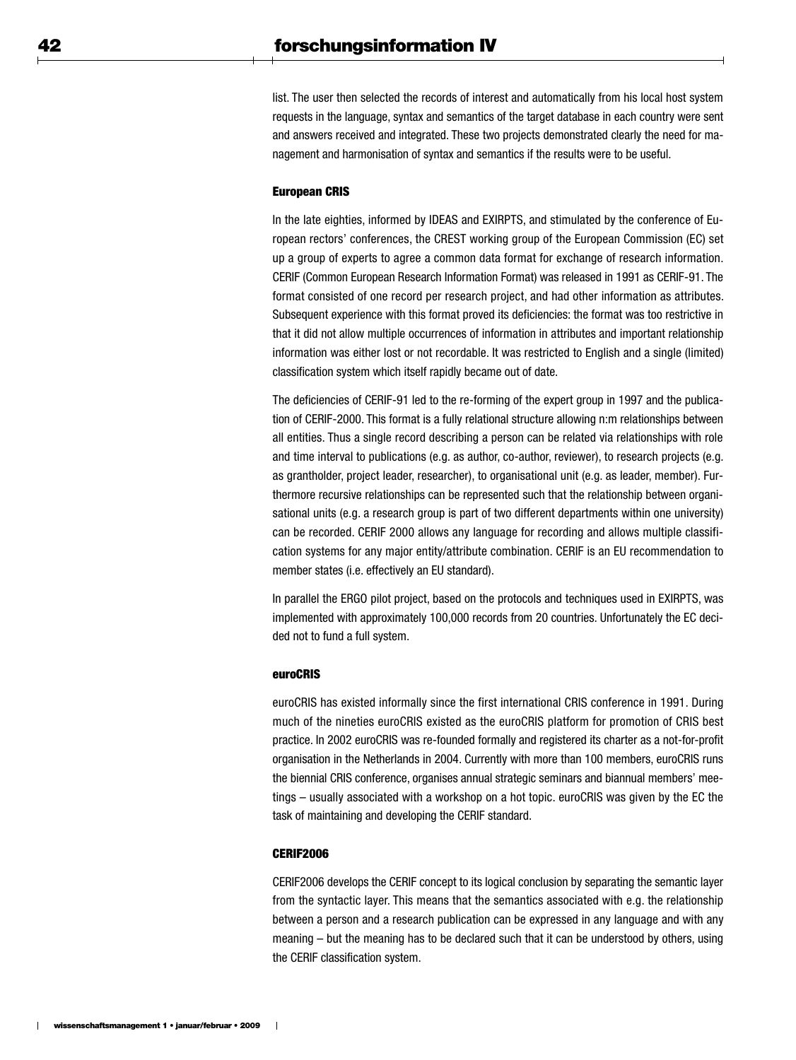list. The user then selected the records of interest and automatically from his local host system requests in the language, syntax and semantics of the target database in each country were sent and answers received and integrated. These two projects demonstrated clearly the need for management and harmonisation of syntax and semantics if the results were to be useful.

### European CRIS

In the late eighties, informed by IDEAS and EXIRPTS, and stimulated by the conference of European rectors' conferences, the CREST working group of the European Commission (EC) set up a group of experts to agree a common data format for exchange of research information. CERIF (Common European Research Information Format) was released in 1991 as CERIF-91. The format consisted of one record per research project, and had other information as attributes. Subsequent experience with this format proved its deficiencies: the format was too restrictive in that it did not allow multiple occurrences of information in attributes and important relationship information was either lost or not recordable. It was restricted to English and a single (limited) classification system which itself rapidly became out of date.

The deficiencies of CERIF-91 led to the re-forming of the expert group in 1997 and the publication of CERIF-2000. This format is a fully relational structure allowing n:m relationships between all entities. Thus a single record describing a person can be related via relationships with role and time interval to publications (e.g. as author, co-author, reviewer), to research projects (e.g. as grantholder, project leader, researcher), to organisational unit (e.g. as leader, member). Furthermore recursive relationships can be represented such that the relationship between organisational units (e.g. a research group is part of two different departments within one university) can be recorded. CERIF 2000 allows any language for recording and allows multiple classification systems for any major entity/attribute combination. CERIF is an EU recommendation to member states (i.e. effectively an EU standard).

In parallel the ERGO pilot project, based on the protocols and techniques used in EXIRPTS, was implemented with approximately 100,000 records from 20 countries. Unfortunately the EC decided not to fund a full system.

### euroCRIS

euroCRIS has existed informally since the first international CRIS conference in 1991. During much of the nineties euroCRIS existed as the euroCRIS platform for promotion of CRIS best practice. In 2002 euroCRIS was re-founded formally and registered its charter as a not-for-profit organisation in the Netherlands in 2004. Currently with more than 100 members, euroCRIS runs the biennial CRIS conference, organises annual strategic seminars and biannual members' meetings – usually associated with a workshop on a hot topic. euroCRIS was given by the EC the task of maintaining and developing the CERIF standard.

### CERIF2006

CERIF2006 develops the CERIF concept to its logical conclusion by separating the semantic layer from the syntactic layer. This means that the semantics associated with e.g. the relationship between a person and a research publication can be expressed in any language and with any meaning – but the meaning has to be declared such that it can be understood by others, using the CERIF classification system.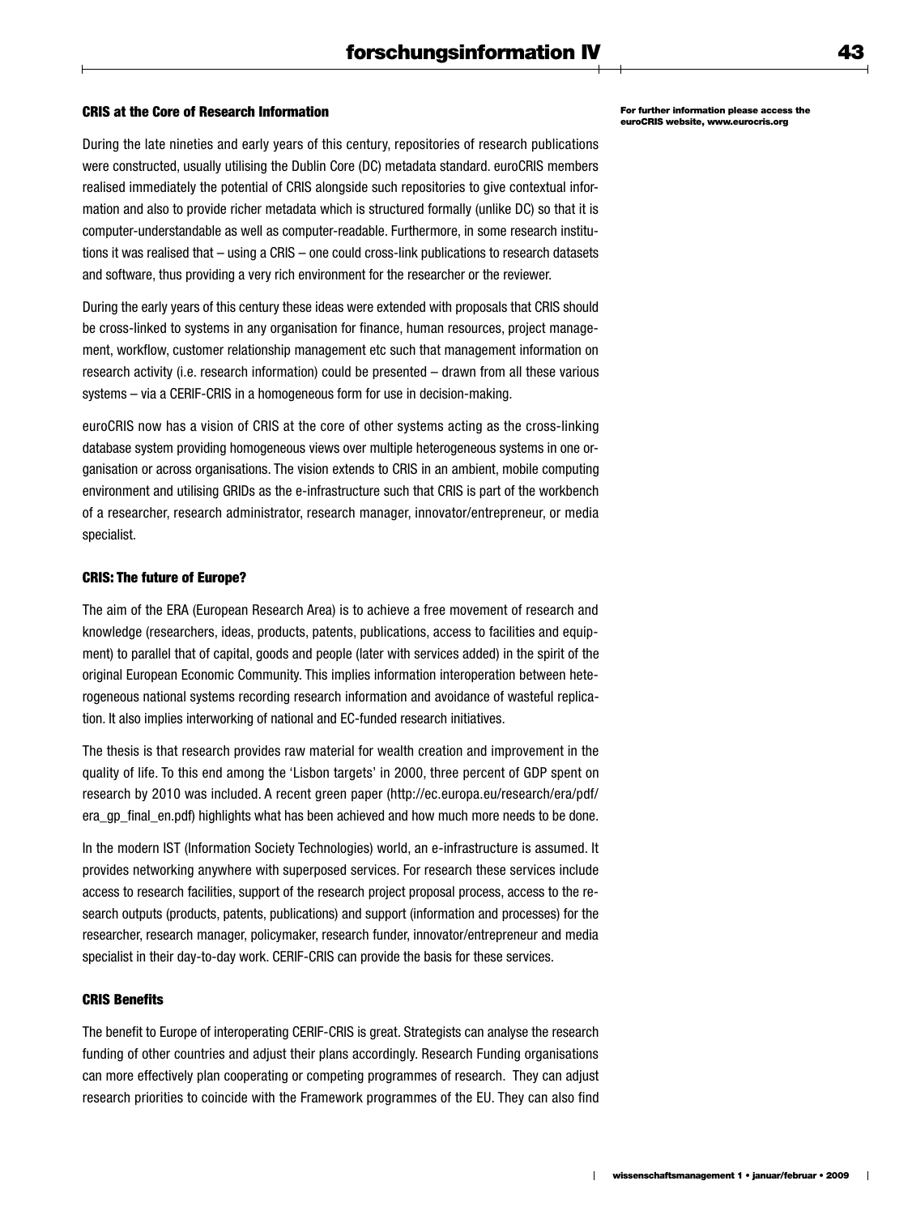### CRIS at the Core of Research Information

During the late nineties and early years of this century, repositories of research publications were constructed, usually utilising the Dublin Core (DC) metadata standard. euroCRIS members realised immediately the potential of CRIS alongside such repositories to give contextual information and also to provide richer metadata which is structured formally (unlike DC) so that it is computer-understandable as well as computer-readable. Furthermore, in some research institutions it was realised that – using a CRIS – one could cross-link publications to research datasets and software, thus providing a very rich environment for the researcher or the reviewer.

During the early years of this century these ideas were extended with proposals that CRIS should be cross-linked to systems in any organisation for finance, human resources, project management, workflow, customer relationship management etc such that management information on research activity (i.e. research information) could be presented – drawn from all these various systems – via a CERIF-CRIS in a homogeneous form for use in decision-making.

euroCRIS now has a vision of CRIS at the core of other systems acting as the cross-linking database system providing homogeneous views over multiple heterogeneous systems in one organisation or across organisations. The vision extends to CRIS in an ambient, mobile computing environment and utilising GRIDs as the e-infrastructure such that CRIS is part of the workbench of a researcher, research administrator, research manager, innovator/entrepreneur, or media specialist.

**For further information please access the euroCRIS website, www.eurocris.org**

### CRIS: The future of Europe?

The aim of the ERA (European Research Area) is to achieve a free movement of research and knowledge (researchers, ideas, products, patents, publications, access to facilities and equipment) to parallel that of capital, goods and people (later with services added) in the spirit of the original European Economic Community. This implies information interoperation between heterogeneous national systems recording research information and avoidance of wasteful replication. It also implies interworking of national and EC-funded research initiatives.

The thesis is that research provides raw material for wealth creation and improvement in the quality of life. To this end among the 'Lisbon targets' in 2000, three percent of GDP spent on research by 2010 was included. A recent green paper (http://ec.europa.eu/research/era/pdf/era_gp_final_en.pdf) highlights what has been achieved and how much more needs to be done.

In the modern IST (Information Society Technologies) world, an e-infrastructure is assumed. It provides networking anywhere with superposed services. For research these services include access to research facilities, support of the research project proposal process, access to the research outputs (products, patents, publications) and support (information and processes) for the researcher, research manager, policymaker, research funder, innovator/entrepreneur and media specialist in their day-to-day work. CERIF-CRIS can provide the basis for these services.

### CRIS Benefits

The benefit to Europe of interoperating CERIF-CRIS is great. Strategists can analyse the research funding of other countries and adjust their plans accordingly. Research Funding organisations can more effectively plan cooperating or competing programmes of research. They can adjust research priorities to coincide with the Framework programmes of the EU. They can also find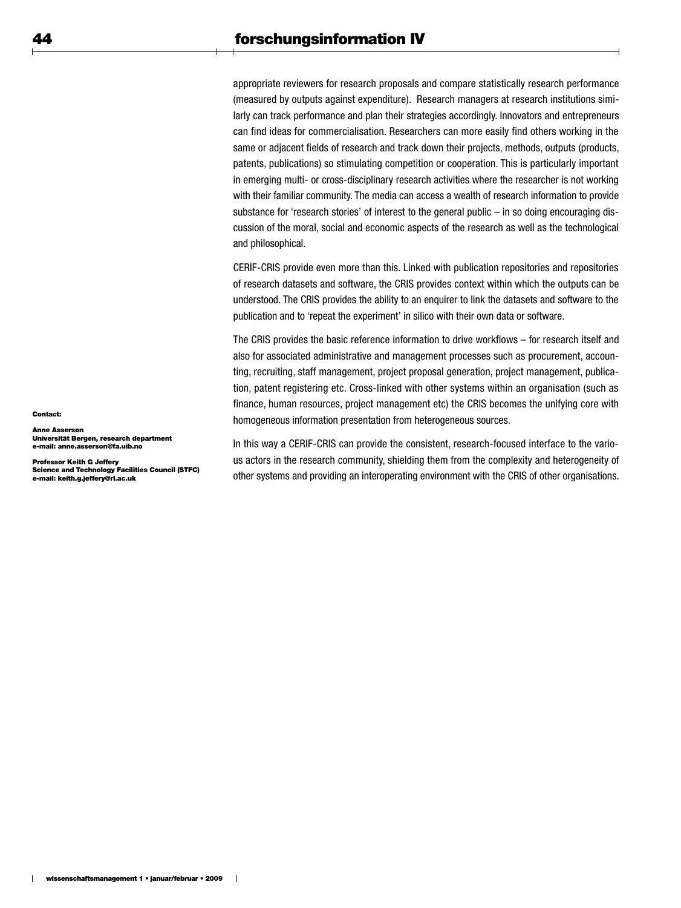appropriate reviewers for research proposals and compare statistically research performance (measured by outputs against expenditure). Research managers at research institutions similarly can track performance and plan their strategies accordingly. Innovators and entrepreneurs can find ideas for commercialisation. Researchers can more easily find others working in the same or adjacent fields of research and track down their projects, methods, outputs (products, patents, publications) so stimulating competition or cooperation. This is particularly important in emerging multi- or cross-disciplinary research activities where the researcher is not working with their familiar community. The media can access a wealth of research information to provide substance for 'research stories' of interest to the general public – in so doing encouraging discussion of the moral, social and economic aspects of the research as well as the technological and philosophical.

CERIF-CRIS provide even more than this. Linked with publication repositories and repositories of research datasets and software, the CRIS provides context within which the outputs can be understood. The CRIS provides the ability to an enquirer to link the datasets and software to the publication and to 'repeat the experiment' in silico with their own data or software.

The CRIS provides the basic reference information to drive workflows – for research itself and also for associated administrative and management processes such as procurement, accounting, recruiting, staff management, project proposal generation, project management, publication, patent registering etc. Cross-linked with other systems within an organisation (such as finance, human resources, project management etc) the CRIS becomes the unifying core with homogeneous information presentation from heterogeneous sources.

In this way a CERIF-CRIS can provide the consistent, research-focused interface to the various actors in the research community, shielding them from the complexity and heterogeneity of other systems and providing an interoperating environment with the CRIS of other organisations.

**Contact:**

**Anne Asserson**
**Universität Bergen, research department**
**e-mail: anne.asserson@fa.uib.no**

**Professor Keith G Jeffery**
**Science and Technology Facilities Council (STFC)**
**e-mail: keith.g.jeffery@rl.ac.uk**